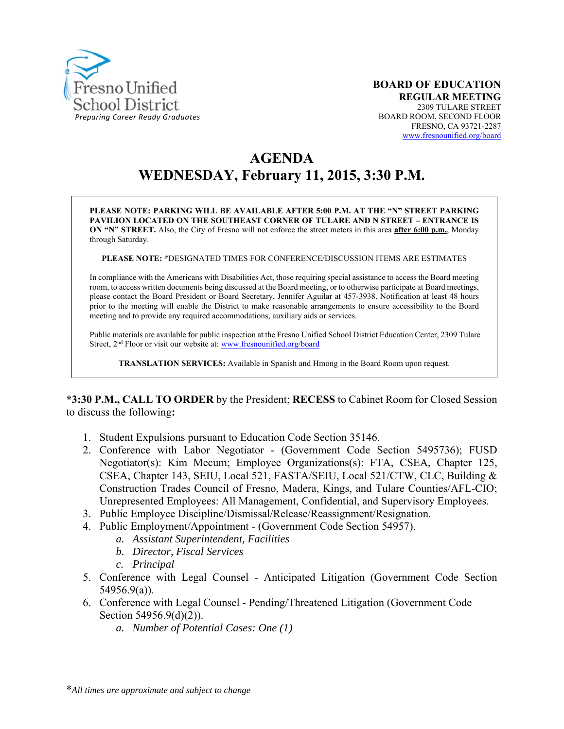Fresno Unified School District

*Preparing Career Ready Graduates*

**BOARD OF EDUCATION**
**REGULAR MEETING**
2309 TULARE STREET
BOARD ROOM, SECOND FLOOR
FRESNO, CA 93721-2287
www.fresnounified.org/board

# AGENDA
# WEDNESDAY, February 11, 2015, 3:30 P.M.

**PLEASE NOTE: PARKING WILL BE AVAILABLE AFTER 5:00 P.M. AT THE "N" STREET PARKING PAVILION LOCATED ON THE SOUTHEAST CORNER OF TULARE AND N STREET – ENTRANCE IS ON "N" STREET.** Also, the City of Fresno will not enforce the street meters in this area **after 6:00 p.m.**, Monday through Saturday.

**PLEASE NOTE:** *DESIGNATED TIMES FOR CONFERENCE/DISCUSSION ITEMS ARE ESTIMATES

In compliance with the Americans with Disabilities Act, those requiring special assistance to access the Board meeting room, to access written documents being discussed at the Board meeting, or to otherwise participate at Board meetings, please contact the Board President or Board Secretary, Jennifer Aguilar at 457-3938. Notification at least 48 hours prior to the meeting will enable the District to make reasonable arrangements to ensure accessibility to the Board meeting and to provide any required accommodations, auxiliary aids or services.

Public materials are available for public inspection at the Fresno Unified School District Education Center, 2309 Tulare Street, 2nd Floor or visit our website at: www.fresnounified.org/board

**TRANSLATION SERVICES:** Available in Spanish and Hmong in the Board Room upon request.

**\*3:30 P.M., CALL TO ORDER** by the President; **RECESS** to Cabinet Room for Closed Session to discuss the following**:**

1. Student Expulsions pursuant to Education Code Section 35146.
2. Conference with Labor Negotiator - (Government Code Section 5495736); FUSD Negotiator(s): Kim Mecum; Employee Organizations(s): FTA, CSEA, Chapter 125, CSEA, Chapter 143, SEIU, Local 521, FASTA/SEIU, Local 521/CTW, CLC, Building & Construction Trades Council of Fresno, Madera, Kings, and Tulare Counties/AFL-CIO; Unrepresented Employees: All Management, Confidential, and Supervisory Employees.
3. Public Employee Discipline/Dismissal/Release/Reassignment/Resignation.
4. Public Employment/Appointment - (Government Code Section 54957).
   a. *Assistant Superintendent, Facilities*
   b. *Director, Fiscal Services*
   c. *Principal*
5. Conference with Legal Counsel - Anticipated Litigation (Government Code Section 54956.9(a)).
6. Conference with Legal Counsel - Pending/Threatened Litigation (Government Code Section 54956.9(d)(2)).
   a. *Number of Potential Cases: One (1)*

*\*All times are approximate and subject to change*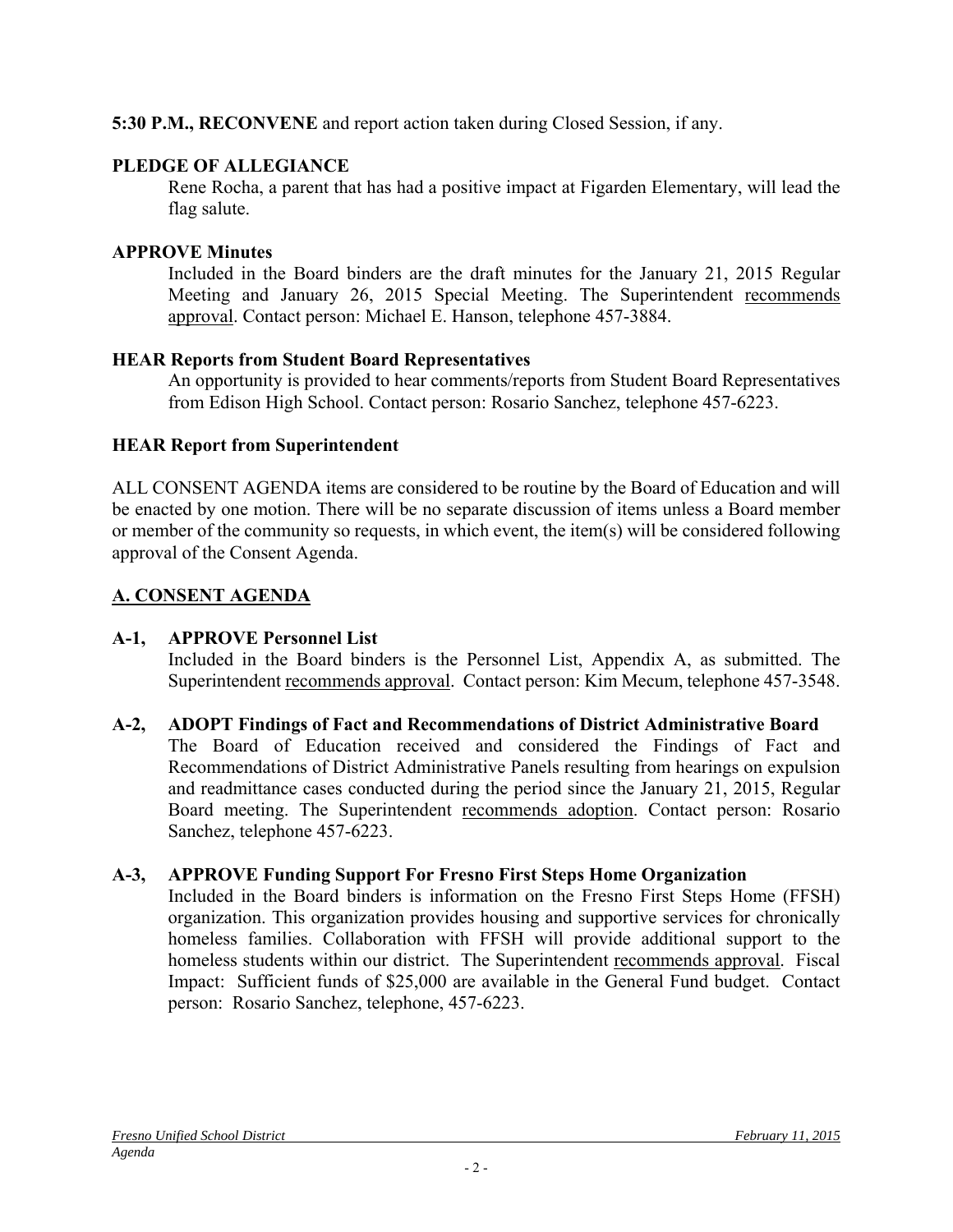**5:30 P.M., RECONVENE** and report action taken during Closed Session, if any.

**PLEDGE OF ALLEGIANCE**

Rene Rocha, a parent that has had a positive impact at Figarden Elementary, will lead the flag salute.

**APPROVE Minutes**

Included in the Board binders are the draft minutes for the January 21, 2015 Regular Meeting and January 26, 2015 Special Meeting. The Superintendent recommends approval. Contact person: Michael E. Hanson, telephone 457-3884.

**HEAR Reports from Student Board Representatives**

An opportunity is provided to hear comments/reports from Student Board Representatives from Edison High School. Contact person: Rosario Sanchez, telephone 457-6223.

**HEAR Report from Superintendent**

ALL CONSENT AGENDA items are considered to be routine by the Board of Education and will be enacted by one motion. There will be no separate discussion of items unless a Board member or member of the community so requests, in which event, the item(s) will be considered following approval of the Consent Agenda.

## A. CONSENT AGENDA

**A-1, APPROVE Personnel List**

Included in the Board binders is the Personnel List, Appendix A, as submitted. The Superintendent recommends approval. Contact person: Kim Mecum, telephone 457-3548.

**A-2, ADOPT Findings of Fact and Recommendations of District Administrative Board**

The Board of Education received and considered the Findings of Fact and Recommendations of District Administrative Panels resulting from hearings on expulsion and readmittance cases conducted during the period since the January 21, 2015, Regular Board meeting. The Superintendent recommends adoption. Contact person: Rosario Sanchez, telephone 457-6223.

**A-3, APPROVE Funding Support For Fresno First Steps Home Organization**

Included in the Board binders is information on the Fresno First Steps Home (FFSH) organization. This organization provides housing and supportive services for chronically homeless families. Collaboration with FFSH will provide additional support to the homeless students within our district. The Superintendent recommends approval. Fiscal Impact: Sufficient funds of $25,000 are available in the General Fund budget. Contact person: Rosario Sanchez, telephone, 457-6223.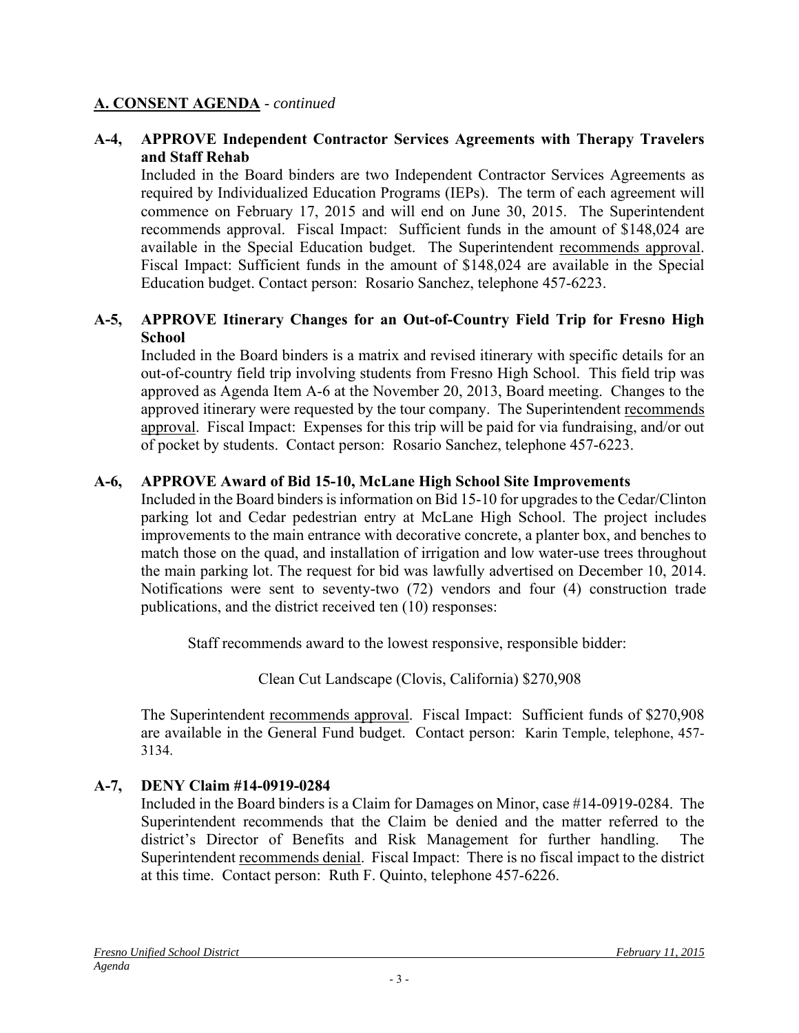## A. CONSENT AGENDA - *continued*

**A-4, APPROVE Independent Contractor Services Agreements with Therapy Travelers and Staff Rehab**

Included in the Board binders are two Independent Contractor Services Agreements as required by Individualized Education Programs (IEPs). The term of each agreement will commence on February 17, 2015 and will end on June 30, 2015. The Superintendent recommends approval. Fiscal Impact: Sufficient funds in the amount of $148,024 are available in the Special Education budget. The Superintendent recommends approval. Fiscal Impact: Sufficient funds in the amount of $148,024 are available in the Special Education budget. Contact person: Rosario Sanchez, telephone 457-6223.

**A-5, APPROVE Itinerary Changes for an Out-of-Country Field Trip for Fresno High School**

Included in the Board binders is a matrix and revised itinerary with specific details for an out-of-country field trip involving students from Fresno High School. This field trip was approved as Agenda Item A-6 at the November 20, 2013, Board meeting. Changes to the approved itinerary were requested by the tour company. The Superintendent recommends approval. Fiscal Impact: Expenses for this trip will be paid for via fundraising, and/or out of pocket by students. Contact person: Rosario Sanchez, telephone 457-6223.

**A-6, APPROVE Award of Bid 15-10, McLane High School Site Improvements**

Included in the Board binders is information on Bid 15-10 for upgrades to the Cedar/Clinton parking lot and Cedar pedestrian entry at McLane High School. The project includes improvements to the main entrance with decorative concrete, a planter box, and benches to match those on the quad, and installation of irrigation and low water-use trees throughout the main parking lot. The request for bid was lawfully advertised on December 10, 2014. Notifications were sent to seventy-two (72) vendors and four (4) construction trade publications, and the district received ten (10) responses:

Staff recommends award to the lowest responsive, responsible bidder:

Clean Cut Landscape (Clovis, California) $270,908

The Superintendent recommends approval. Fiscal Impact: Sufficient funds of $270,908 are available in the General Fund budget. Contact person: Karin Temple, telephone, 457-3134.

**A-7, DENY Claim #14-0919-0284**

Included in the Board binders is a Claim for Damages on Minor, case #14-0919-0284. The Superintendent recommends that the Claim be denied and the matter referred to the district's Director of Benefits and Risk Management for further handling. The Superintendent recommends denial. Fiscal Impact: There is no fiscal impact to the district at this time. Contact person: Ruth F. Quinto, telephone 457-6226.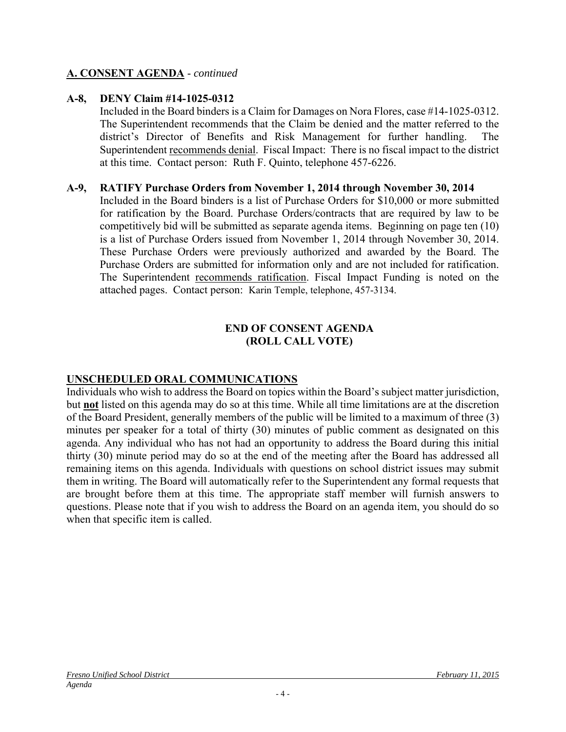## A. CONSENT AGENDA - *continued*

**A-8, DENY Claim #14-1025-0312**

Included in the Board binders is a Claim for Damages on Nora Flores, case #14-1025-0312. The Superintendent recommends that the Claim be denied and the matter referred to the district's Director of Benefits and Risk Management for further handling. The Superintendent recommends denial. Fiscal Impact: There is no fiscal impact to the district at this time. Contact person: Ruth F. Quinto, telephone 457-6226.

**A-9, RATIFY Purchase Orders from November 1, 2014 through November 30, 2014**

Included in the Board binders is a list of Purchase Orders for $10,000 or more submitted for ratification by the Board. Purchase Orders/contracts that are required by law to be competitively bid will be submitted as separate agenda items. Beginning on page ten (10) is a list of Purchase Orders issued from November 1, 2014 through November 30, 2014. These Purchase Orders were previously authorized and awarded by the Board. The Purchase Orders are submitted for information only and are not included for ratification. The Superintendent recommends ratification. Fiscal Impact Funding is noted on the attached pages. Contact person: Karin Temple, telephone, 457-3134.

**END OF CONSENT AGENDA**
**(ROLL CALL VOTE)**

## UNSCHEDULED ORAL COMMUNICATIONS

Individuals who wish to address the Board on topics within the Board's subject matter jurisdiction, but **not** listed on this agenda may do so at this time. While all time limitations are at the discretion of the Board President, generally members of the public will be limited to a maximum of three (3) minutes per speaker for a total of thirty (30) minutes of public comment as designated on this agenda. Any individual who has not had an opportunity to address the Board during this initial thirty (30) minute period may do so at the end of the meeting after the Board has addressed all remaining items on this agenda. Individuals with questions on school district issues may submit them in writing. The Board will automatically refer to the Superintendent any formal requests that are brought before them at this time. The appropriate staff member will furnish answers to questions. Please note that if you wish to address the Board on an agenda item, you should do so when that specific item is called.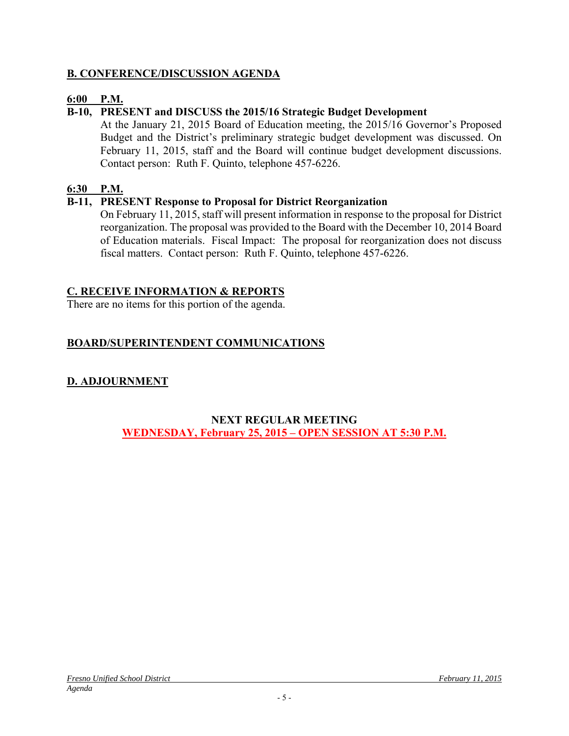## B. CONFERENCE/DISCUSSION AGENDA

**6:00 P.M.**

**B-10, PRESENT and DISCUSS the 2015/16 Strategic Budget Development**

At the January 21, 2015 Board of Education meeting, the 2015/16 Governor's Proposed Budget and the District's preliminary strategic budget development was discussed. On February 11, 2015, staff and the Board will continue budget development discussions. Contact person: Ruth F. Quinto, telephone 457-6226.

**6:30 P.M.**

**B-11, PRESENT Response to Proposal for District Reorganization**

On February 11, 2015, staff will present information in response to the proposal for District reorganization. The proposal was provided to the Board with the December 10, 2014 Board of Education materials. Fiscal Impact: The proposal for reorganization does not discuss fiscal matters. Contact person: Ruth F. Quinto, telephone 457-6226.

## C. RECEIVE INFORMATION & REPORTS

There are no items for this portion of the agenda.

## BOARD/SUPERINTENDENT COMMUNICATIONS

## D. ADJOURNMENT

**NEXT REGULAR MEETING**

**WEDNESDAY, February 25, 2015 – OPEN SESSION AT 5:30 P.M.**